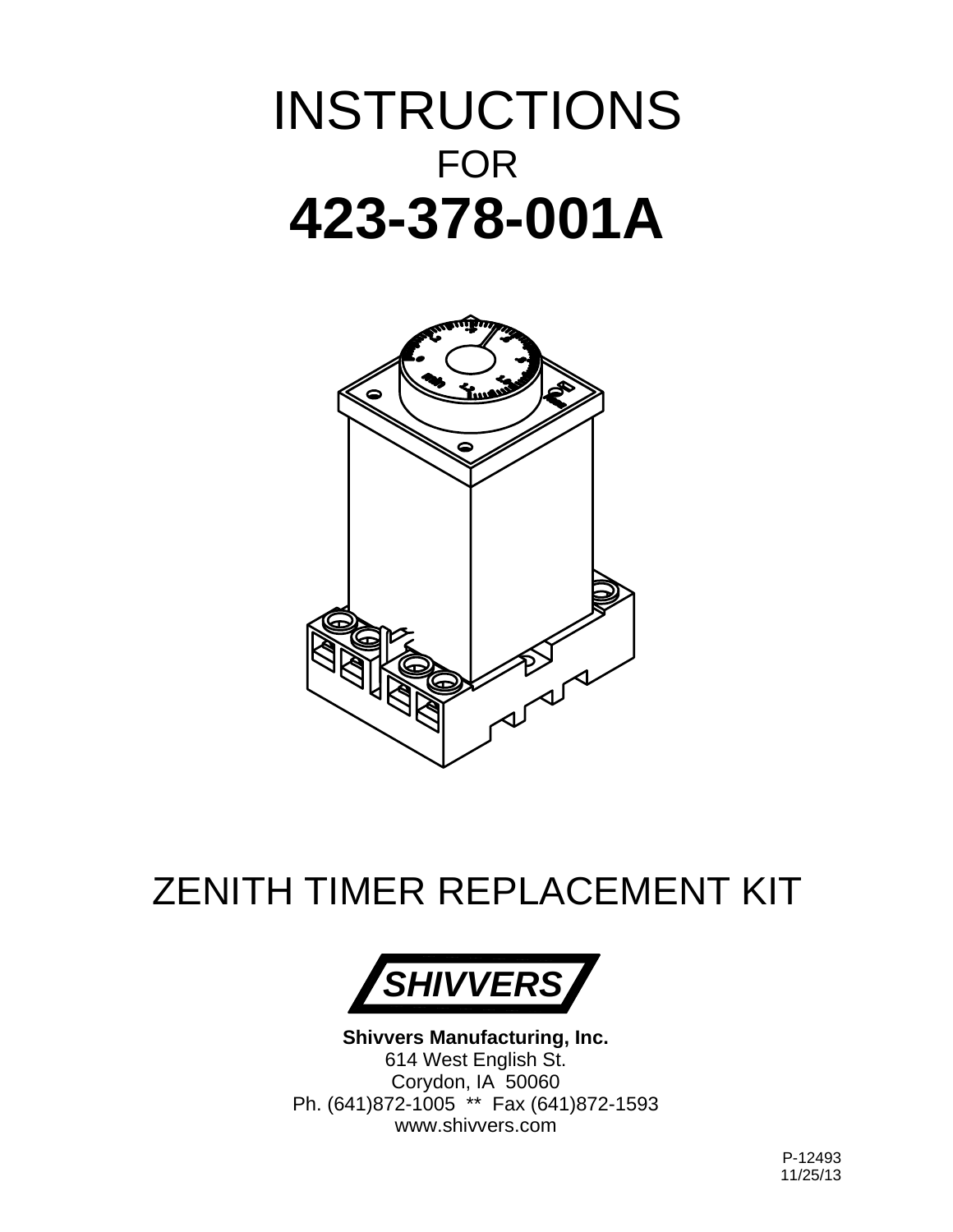# INSTRUCTIONS

FOR

# 423-378-001A

## ZENITH TIMER REPLACEMENT KIT

SHIVVERS

**Shivvers Manufacturing, Inc.**
614 West English St.
Corydon, IA 50060
Ph. (641)872-1005 ** Fax (641)872-1593
www.shivvers.com

P-12493
11/25/13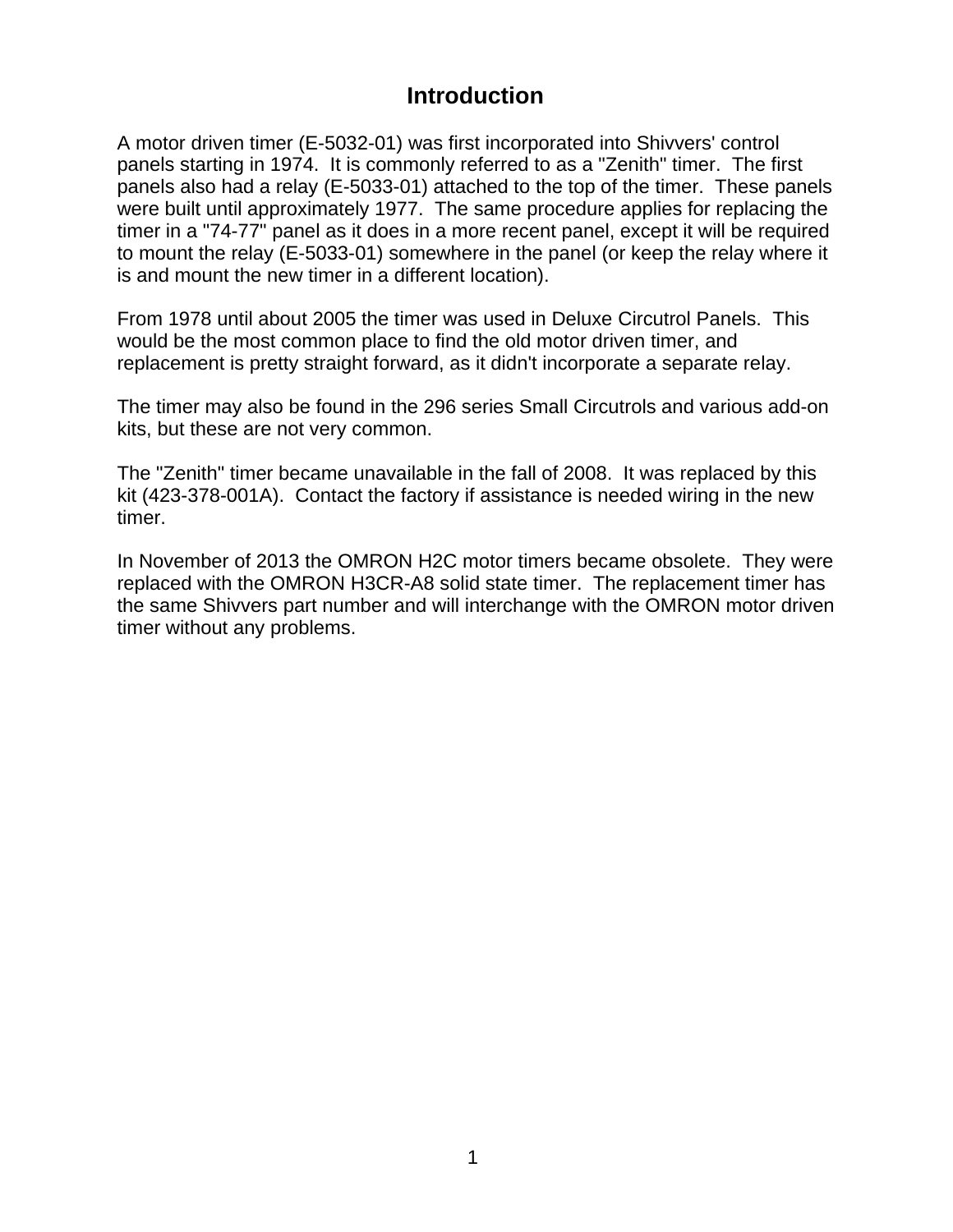# Introduction

A motor driven timer (E-5032-01) was first incorporated into Shivvers' control panels starting in 1974. It is commonly referred to as a "Zenith" timer. The first panels also had a relay (E-5033-01) attached to the top of the timer. These panels were built until approximately 1977. The same procedure applies for replacing the timer in a "74-77" panel as it does in a more recent panel, except it will be required to mount the relay (E-5033-01) somewhere in the panel (or keep the relay where it is and mount the new timer in a different location).

From 1978 until about 2005 the timer was used in Deluxe Circutrol Panels. This would be the most common place to find the old motor driven timer, and replacement is pretty straight forward, as it didn't incorporate a separate relay.

The timer may also be found in the 296 series Small Circutrols and various add-on kits, but these are not very common.

The "Zenith" timer became unavailable in the fall of 2008. It was replaced by this kit (423-378-001A). Contact the factory if assistance is needed wiring in the new timer.

In November of 2013 the OMRON H2C motor timers became obsolete. They were replaced with the OMRON H3CR-A8 solid state timer. The replacement timer has the same Shivvers part number and will interchange with the OMRON motor driven timer without any problems.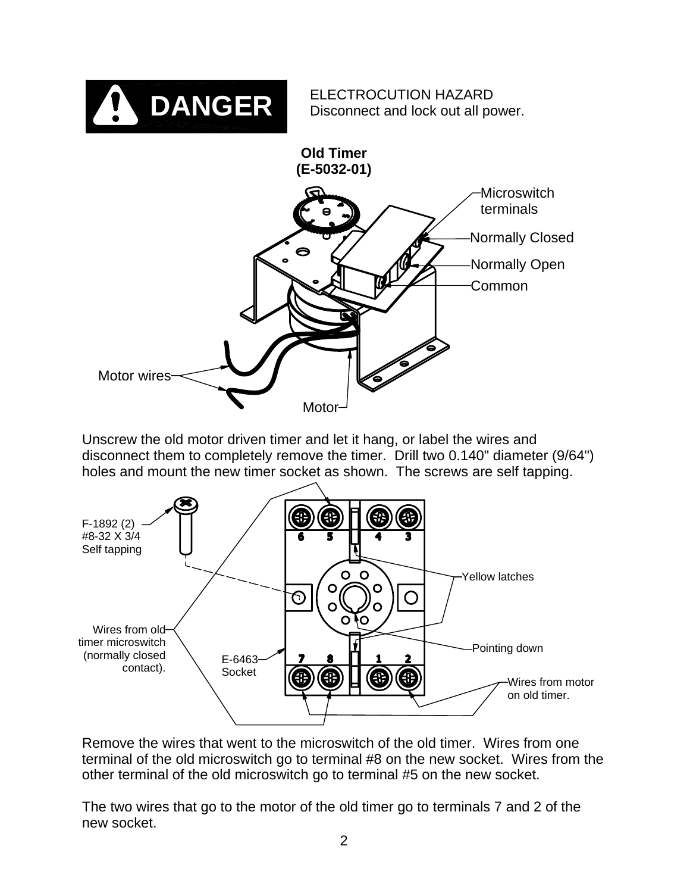**DANGER**

ELECTROCUTION HAZARD
Disconnect and lock out all power.

**Old Timer**
**(E-5032-01)**

Microswitch terminals

Normally Closed

Normally Open

Common

Motor wires

Motor

Unscrew the old motor driven timer and let it hang, or label the wires and disconnect them to completely remove the timer. Drill two 0.140" diameter (9/64") holes and mount the new timer socket as shown. The screws are self tapping.

F-1892 (2)
#8-32 X 3/4
Self tapping

6 5 4 3

Yellow latches

Wires from old timer microswitch (normally closed contact).

Pointing down

E-6463 Socket

7 8 1 2

Wires from motor on old timer.

Remove the wires that went to the microswitch of the old timer. Wires from one terminal of the old microswitch go to terminal #8 on the new socket. Wires from the other terminal of the old microswitch go to terminal #5 on the new socket.

The two wires that go to the motor of the old timer go to terminals 7 and 2 of the new socket.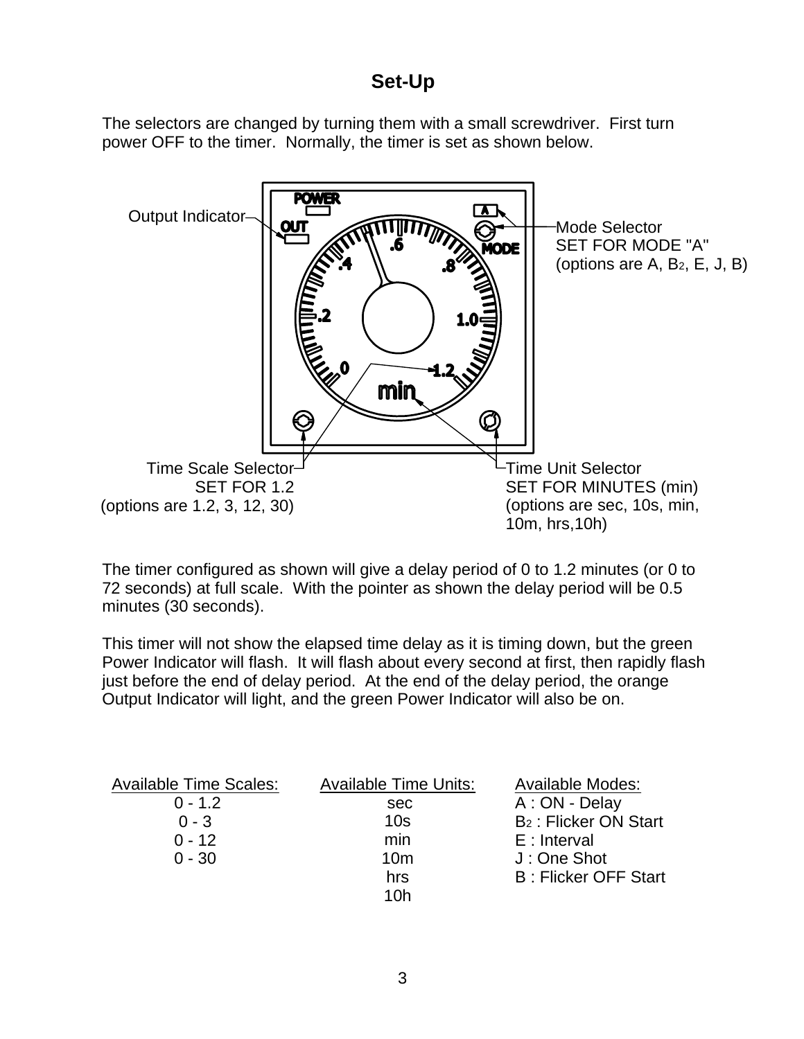## Set-Up

The selectors are changed by turning them with a small screwdriver. First turn power OFF to the timer. Normally, the timer is set as shown below.

Output Indicator

Mode Selector
SET FOR MODE "A"
(options are A, $B_2$, E, J, B)

Time Scale Selector
SET FOR 1.2
(options are 1.2, 3, 12, 30)

Time Unit Selector
SET FOR MINUTES (min)
(options are sec, 10s, min, 10m, hrs,10h)

The timer configured as shown will give a delay period of 0 to 1.2 minutes (or 0 to 72 seconds) at full scale. With the pointer as shown the delay period will be 0.5 minutes (30 seconds).

This timer will not show the elapsed time delay as it is timing down, but the green Power Indicator will flash. It will flash about every second at first, then rapidly flash just before the end of delay period. At the end of the delay period, the orange Output Indicator will light, and the green Power Indicator will also be on.

| Available Time Scales: | Available Time Units: | Available Modes: |
|---|---|---|
| 0 - 1.2 | sec | A : ON - Delay |
| 0 - 3 | 10s | $B_2$ : Flicker ON Start |
| 0 - 12 | min | E : Interval |
| 0 - 30 | 10m | J : One Shot |
| | hrs | B : Flicker OFF Start |
| | 10h | |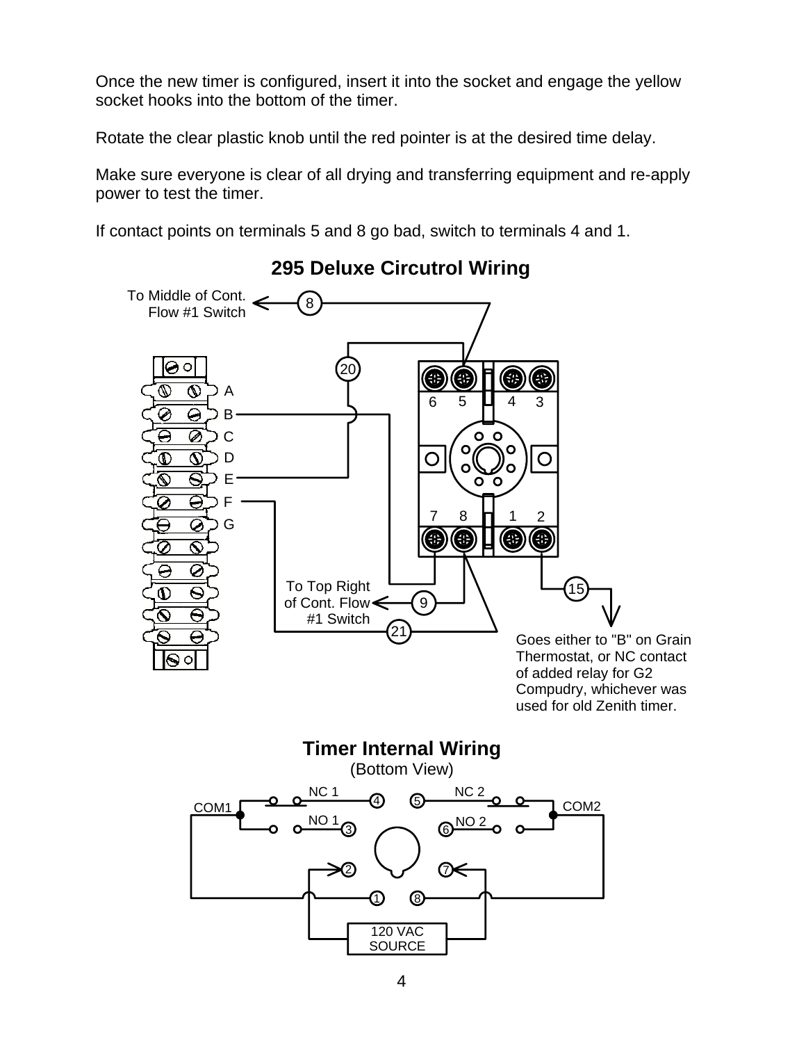Once the new timer is configured, insert it into the socket and engage the yellow socket hooks into the bottom of the timer.

Rotate the clear plastic knob until the red pointer is at the desired time delay.

Make sure everyone is clear of all drying and transferring equipment and re-apply power to test the timer.

If contact points on terminals 5 and 8 go bad, switch to terminals 4 and 1.

## 295 Deluxe Circutrol Wiring

To Middle of Cont. Flow #1 Switch

8

20

A
B
C
D
E
F
G

6 5 4 3

7 8 1 2

To Top Right of Cont. Flow #1 Switch

9

21

15

Goes either to "B" on Grain Thermostat, or NC contact of added relay for G2 Compudry, whichever was used for old Zenith timer.

## Timer Internal Wiring

(Bottom View)

COM1

NC 1

NO 1

NC 2

NO 2

COM2

4 5

3 6

2 7

1 8

120 VAC SOURCE